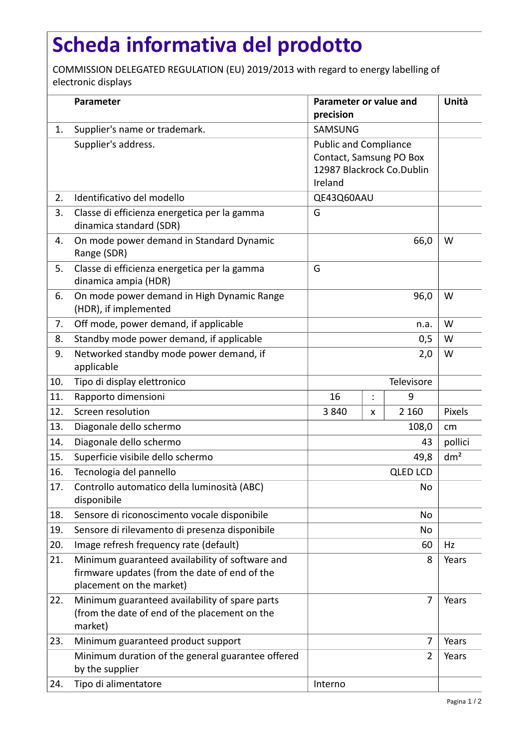# Scheda informativa del prodotto

COMMISSION DELEGATED REGULATION (EU) 2019/2013 with regard to energy labelling of electronic displays

| | Parameter | Parameter or value and precision | | | Unità |
|---|---|---|---|---|---|
| 1. | Supplier's name or trademark. | SAMSUNG | | | |
| | Supplier's address. | Public and Compliance Contact, Samsung PO Box 12987 Blackrock Co.Dublin Ireland | | | |
| 2. | Identificativo del modello | QE43Q60AAU | | | |
| 3. | Classe di efficienza energetica per la gamma dinamica standard (SDR) | G | | | |
| 4. | On mode power demand in Standard Dynamic Range (SDR) | 66,0 | | | W |
| 5. | Classe di efficienza energetica per la gamma dinamica ampia (HDR) | G | | | |
| 6. | On mode power demand in High Dynamic Range (HDR), if implemented | 96,0 | | | W |
| 7. | Off mode, power demand, if applicable | n.a. | | | W |
| 8. | Standby mode power demand, if applicable | 0,5 | | | W |
| 9. | Networked standby mode power demand, if applicable | 2,0 | | | W |
| 10. | Tipo di display elettronico | Televisore | | | |
| 11. | Rapporto dimensioni | 16 | : | 9 | |
| 12. | Screen resolution | 3 840 | x | 2 160 | Pixels |
| 13. | Diagonale dello schermo | 108,0 | | | cm |
| 14. | Diagonale dello schermo | 43 | | | pollici |
| 15. | Superficie visibile dello schermo | 49,8 | | | dm² |
| 16. | Tecnologia del pannello | QLED LCD | | | |
| 17. | Controllo automatico della luminosità (ABC) disponibile | No | | | |
| 18. | Sensore di riconoscimento vocale disponibile | No | | | |
| 19. | Sensore di rilevamento di presenza disponibile | No | | | |
| 20. | Image refresh frequency rate (default) | 60 | | | Hz |
| 21. | Minimum guaranteed availability of software and firmware updates (from the date of end of the placement on the market) | 8 | | | Years |
| 22. | Minimum guaranteed availability of spare parts (from the date of end of the placement on the market) | 7 | | | Years |
| 23. | Minimum guaranteed product support | 7 | | | Years |
| | Minimum duration of the general guarantee offered by the supplier | 2 | | | Years |
| 24. | Tipo di alimentatore | Interno | | | |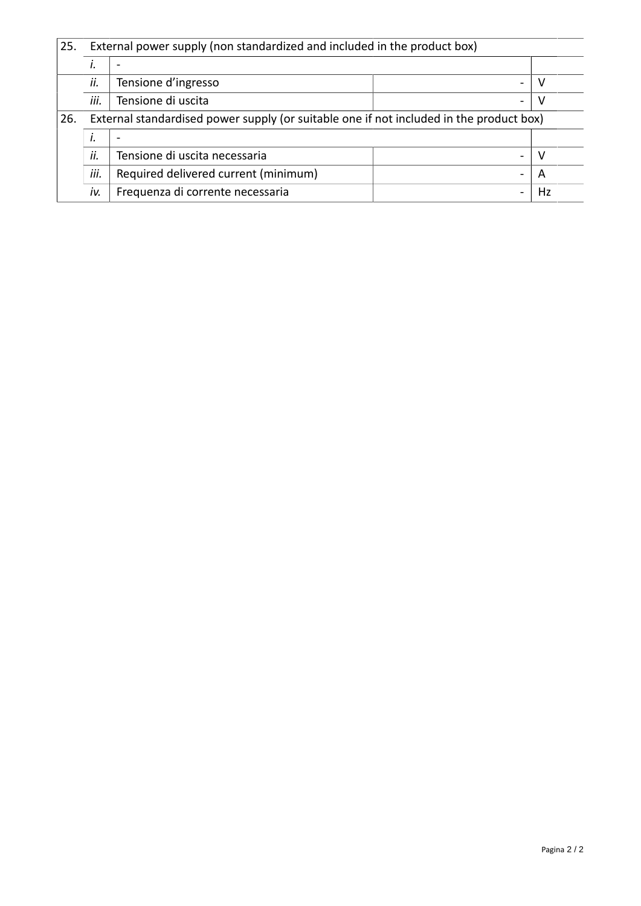| | | | | |
|---|---|---|---|---|
| 25. | External power supply (non standardized and included in the product box) | | | |
| | *i.* | - | | |
| | *ii.* | Tensione d'ingresso | - | V |
| | *iii.* | Tensione di uscita | - | V |
| 26. | External standardised power supply (or suitable one if not included in the product box) | | | |
| | *i.* | - | | |
| | *ii.* | Tensione di uscita necessaria | - | V |
| | *iii.* | Required delivered current (minimum) | - | A |
| | *iv.* | Frequenza di corrente necessaria | - | Hz |